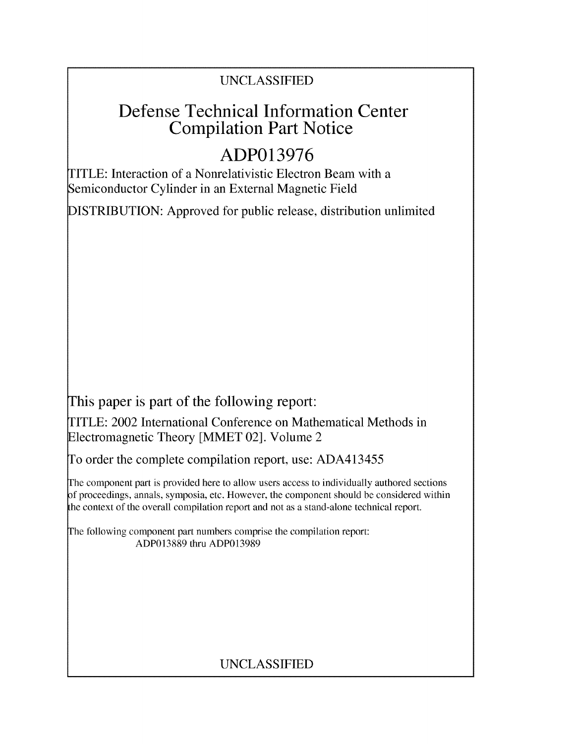UNCLASSIFIED

# Defense Technical Information Center Compilation Part Notice

## ADP013976

TITLE: Interaction of a Nonrelativistic Electron Beam with a Semiconductor Cylinder in an External Magnetic Field

DISTRIBUTION: Approved for public release, distribution unlimited

This paper is part of the following report:

TITLE: 2002 International Conference on Mathematical Methods in Electromagnetic Theory [MMET 02]. Volume 2

To order the complete compilation report, use: ADA413455

The component part is provided here to allow users access to individually authored sections of proceedings, annals, symposia, etc. However, the component should be considered within the context of the overall compilation report and not as a stand-alone technical report.

The following component part numbers comprise the compilation report:
ADP013889 thru ADP013989

UNCLASSIFIED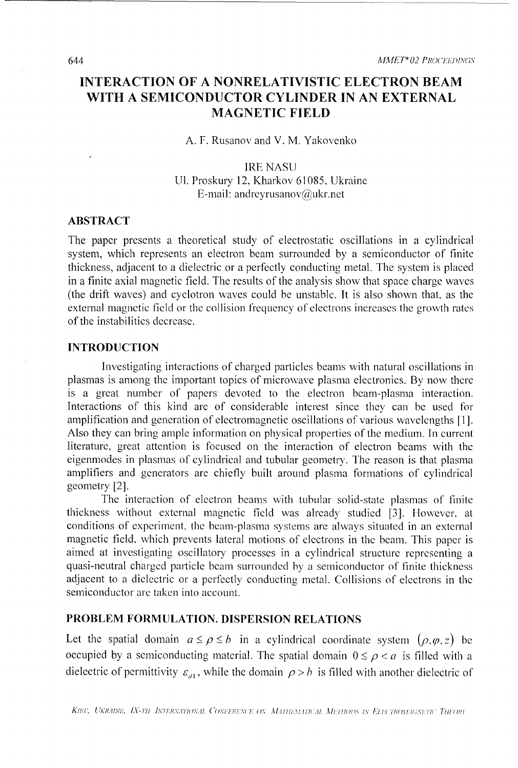# INTERACTION OF A NONRELATIVISTIC ELECTRON BEAM WITH A SEMICONDUCTOR CYLINDER IN AN EXTERNAL MAGNETIC FIELD

A. F. Rusanov and V. M. Yakovenko

IRE NASU
Ul. Proskury 12, Kharkov 61085, Ukraine
E-mail: andreyrusanov@ukr.net

## ABSTRACT

The paper presents a theoretical study of electrostatic oscillations in a cylindrical system, which represents an electron beam surrounded by a semiconductor of finite thickness, adjacent to a dielectric or a perfectly conducting metal. The system is placed in a finite axial magnetic field. The results of the analysis show that space charge waves (the drift waves) and cyclotron waves could be unstable. It is also shown that, as the external magnetic field or the collision frequency of electrons increases the growth rates of the instabilities decrease.

## INTRODUCTION

Investigating interactions of charged particles beams with natural oscillations in plasmas is among the important topics of microwave plasma electronics. By now there is a great number of papers devoted to the electron beam-plasma interaction. Interactions of this kind are of considerable interest since they can be used for amplification and generation of electromagnetic oscillations of various wavelengths [1]. Also they can bring ample information on physical properties of the medium. In current literature, great attention is focused on the interaction of electron beams with the eigenmodes in plasmas of cylindrical and tubular geometry. The reason is that plasma amplifiers and generators are chiefly built around plasma formations of cylindrical geometry [2].

The interaction of electron beams with tubular solid-state plasmas of finite thickness without external magnetic field was already studied [3]. However, at conditions of experiment, the beam-plasma systems are always situated in an external magnetic field, which prevents lateral motions of electrons in the beam. This paper is aimed at investigating oscillatory processes in a cylindrical structure representing a quasi-neutral charged particle beam surrounded by a semiconductor of finite thickness adjacent to a dielectric or a perfectly conducting metal. Collisions of electrons in the semiconductor are taken into account.

## PROBLEM FORMULATION. DISPERSION RELATIONS

Let the spatial domain $a \le \rho \le b$ in a cylindrical coordinate system $(\rho, \varphi, z)$ be occupied by a semiconducting material. The spatial domain $0 \le \rho < a$ is filled with a dielectric of permittivity $\varepsilon_{d1}$, while the domain $\rho > b$ is filled with another dielectric of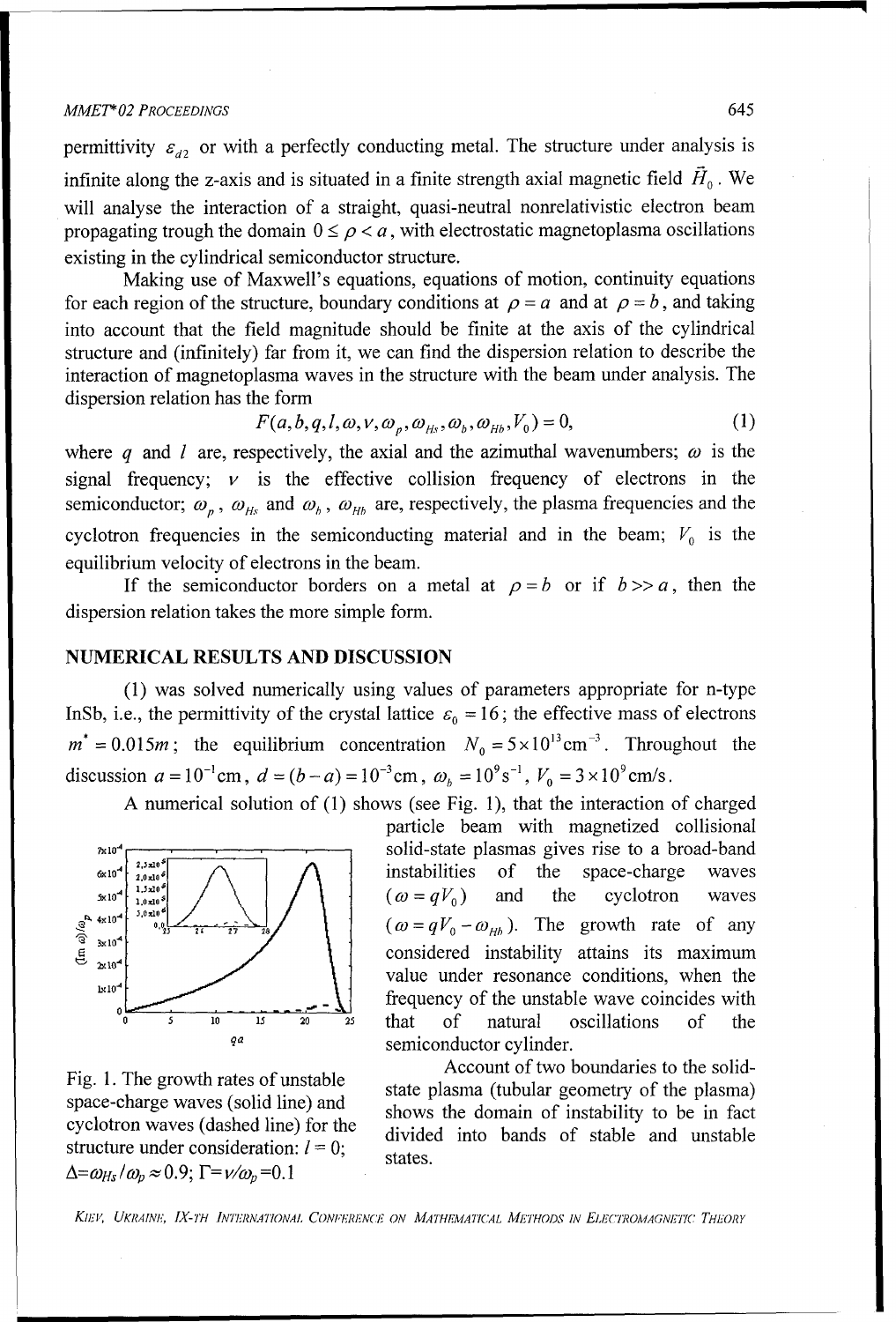permittivity $\varepsilon_{d2}$ or with a perfectly conducting metal. The structure under analysis is infinite along the z-axis and is situated in a finite strength axial magnetic field $\vec{H}_0$. We will analyse the interaction of a straight, quasi-neutral nonrelativistic electron beam propagating trough the domain $0 \le \rho < a$, with electrostatic magnetoplasma oscillations existing in the cylindrical semiconductor structure.

Making use of Maxwell's equations, equations of motion, continuity equations for each region of the structure, boundary conditions at $\rho = a$ and at $\rho = b$, and taking into account that the field magnitude should be finite at the axis of the cylindrical structure and (infinitely) far from it, we can find the dispersion relation to describe the interaction of magnetoplasma waves in the structure with the beam under analysis. The dispersion relation has the form

$$F(a, b, q, l, \omega, v, \omega_p, \omega_{Hs}, \omega_b, \omega_{Hb}, V_0) = 0, \tag{1}$$

where $q$ and $l$ are, respectively, the axial and the azimuthal wavenumbers; $\omega$ is the signal frequency; $v$ is the effective collision frequency of electrons in the semiconductor; $\omega_p$, $\omega_{Hs}$ and $\omega_b$, $\omega_{Hb}$ are, respectively, the plasma frequencies and the cyclotron frequencies in the semiconducting material and in the beam; $V_0$ is the equilibrium velocity of electrons in the beam.

If the semiconductor borders on a metal at $\rho = b$ or if $b >> a$, then the dispersion relation takes the more simple form.

## NUMERICAL RESULTS AND DISCUSSION

(1) was solved numerically using values of parameters appropriate for n-type InSb, i.e., the permittivity of the crystal lattice $\varepsilon_0 = 16$; the effective mass of electrons $m^* = 0.015m$; the equilibrium concentration $N_0 = 5\times10^{13}\text{cm}^{-3}$. Throughout the discussion $a = 10^{-1}\text{cm}$, $d = (b-a) = 10^{-3}\text{cm}$, $\omega_b = 10^9\text{s}^{-1}$, $V_0 = 3\times10^9\text{cm/s}$.

A numerical solution of (1) shows (see Fig. 1), that the interaction of charged particle beam with magnetized collisional solid-state plasmas gives rise to a broad-band instabilities of the space-charge waves ($\omega = qV_0$) and the cyclotron waves ($\omega = qV_0 - \omega_{Hb}$). The growth rate of any considered instability attains its maximum value under resonance conditions, when the frequency of the unstable wave coincides with that of natural oscillations of the semiconductor cylinder.

Fig. 1. The growth rates of unstable space-charge waves (solid line) and cyclotron waves (dashed line) for the structure under consideration: $l = 0$; $\Delta = \omega_{Hs}/\omega_p \approx 0.9$; $\Gamma = v/\omega_p = 0.1$

Account of two boundaries to the solid-state plasma (tubular geometry of the plasma) shows the domain of instability to be in fact divided into bands of stable and unstable states.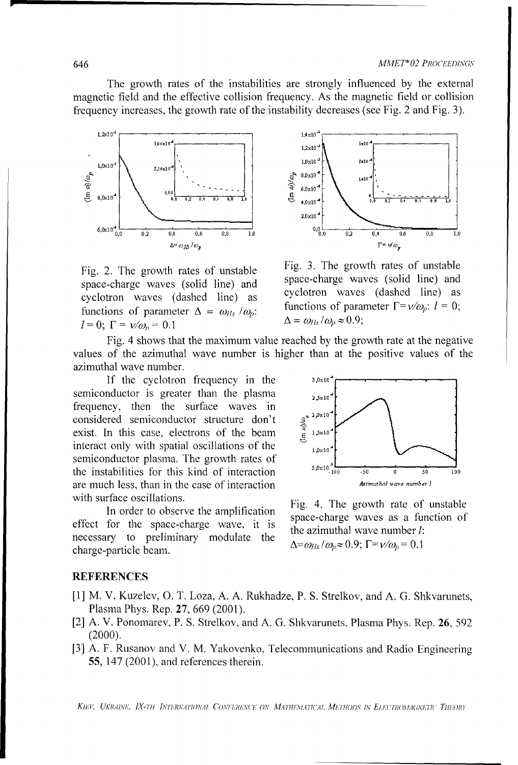The growth rates of the instabilities are strongly influenced by the external magnetic field and the effective collision frequency. As the magnetic field or collision frequency increases, the growth rate of the instability decreases (see Fig. 2 and Fig. 3).

1,2x10⁻³
1,0x10⁻³
8,0x10⁻⁴
6,0x10⁻⁴
3,0x10⁻⁴
2,5x10⁻⁴
0,00
0,0 0,2 0,4 0,6 0,8 1,0
(Im ω)/ω_p
0,0 0,2 0,4 0,6 0,8 1,0
$\Delta = \omega_{Hs}/\omega_p$

Fig. 2. The growth rates of unstable space-charge waves (solid line) and cyclotron waves (dashed line) as functions of parameter $\Delta = \omega_{Hs}/\omega_p$: $l = 0$; $\Gamma = \nu/\omega_p = 0.1$

1,4x10⁻³
1,2x10⁻³
1,0x10⁻³
8,0x10⁻⁴
6,0x10⁻⁴
4,0x10⁻⁴
2,0x10⁻⁴
0,0
3x10⁻⁴
2x10⁻⁴
1x10⁻⁴
0
0,0 0,2 0,4 0,6 0,8 1,0
(Im ω)/ω_p
0,0 0,2 0,4 0,6 0,8 1,0
$\Gamma = \nu/\omega_p$

Fig. 3. The growth rates of unstable space-charge waves (solid line) and cyclotron waves (dashed line) as functions of parameter $\Gamma = \nu/\omega_p$: $l = 0$; $\Delta = \omega_{Hs}/\omega_p \approx 0.9$;

Fig. 4 shows that the maximum value reached by the growth rate at the negative values of the azimuthal wave number is higher than at the positive values of the azimuthal wave number.

If the cyclotron frequency in the semiconductor is greater than the plasma frequency, then the surface waves in considered semiconductor structure don't exist. In this case, electrons of the beam interact only with spatial oscillations of the semiconductor plasma. The growth rates of the instabilities for this kind of interaction are much less, than in the case of interaction with surface oscillations.

In order to observe the amplification effect for the space-charge wave, it is necessary to preliminary modulate the charge-particle beam.

3,0x10⁻⁴
2,5x10⁻⁴
2,0x10⁻⁴
1,5x10⁻⁴
1,0x10⁻⁴
5,0x10⁻⁵
-100 -50 0 50 100
(Im ω)/ω_p
Azimuthal wave number l

Fig. 4. The growth rate of unstable space-charge waves as a function of the azimuthal wave number $l$: $\Delta = \omega_{Hs}/\omega_p \approx 0.9$; $\Gamma = \nu/\omega_p = 0.1$

## REFERENCES

[1] M. V. Kuzelev, O. T. Loza, A. A. Rukhadze, P. S. Strelkov, and A. G. Shkvarunets, Plasma Phys. Rep. **27**, 669 (2001).

[2] A. V. Ponomarev, P. S. Strelkov, and A. G. Shkvarunets, Plasma Phys. Rep. **26**, 592 (2000).

[3] A. F. Rusanov and V. M. Yakovenko, Telecommunications and Radio Engineering **55**, 147 (2001), and references therein.